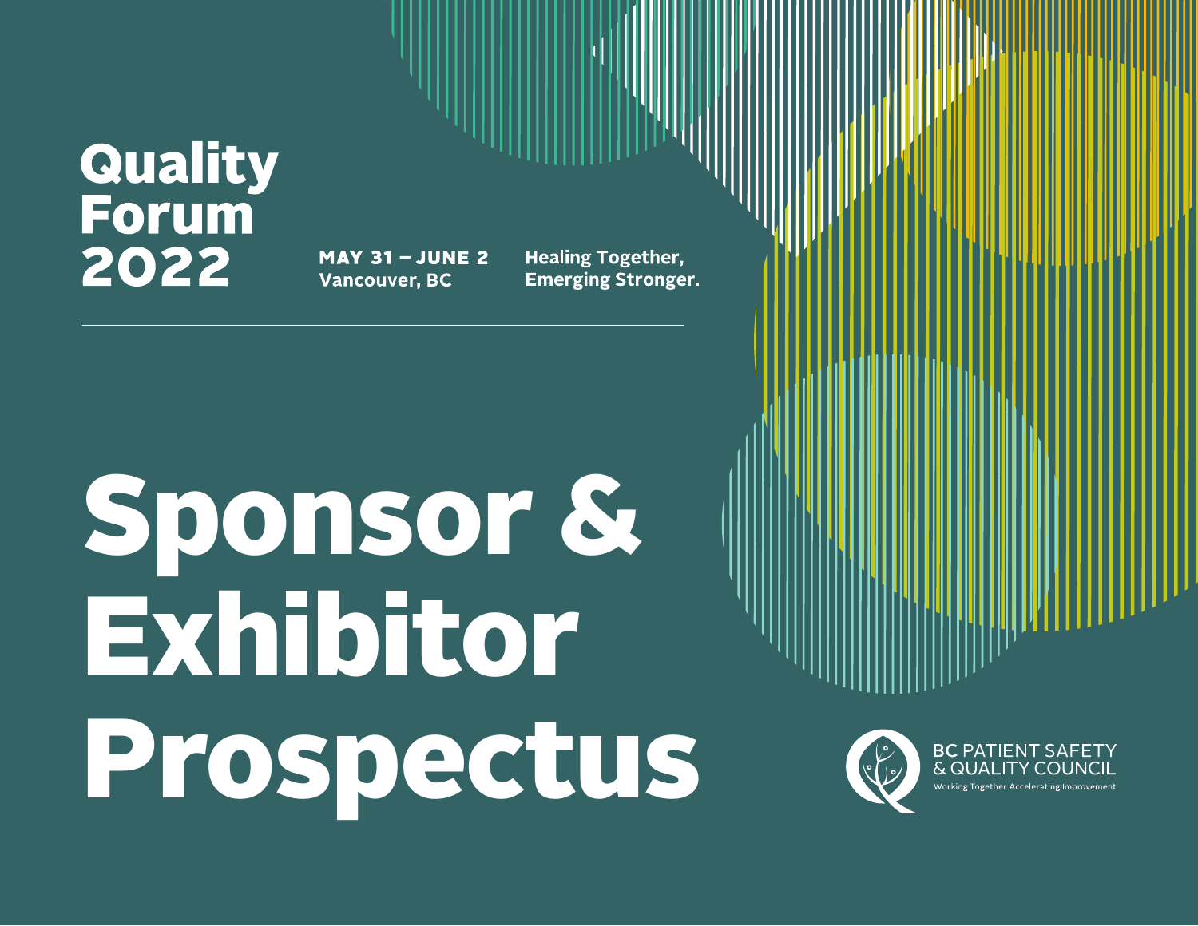# Quality Forum 2022

**MAY 31 – JUNE 2**
**Vancouver, BC**

**Healing Together, Emerging Stronger.**

---

# Sponsor & Exhibitor Prospectus

BC PATIENT SAFETY & QUALITY COUNCIL
Working Together. Accelerating Improvement.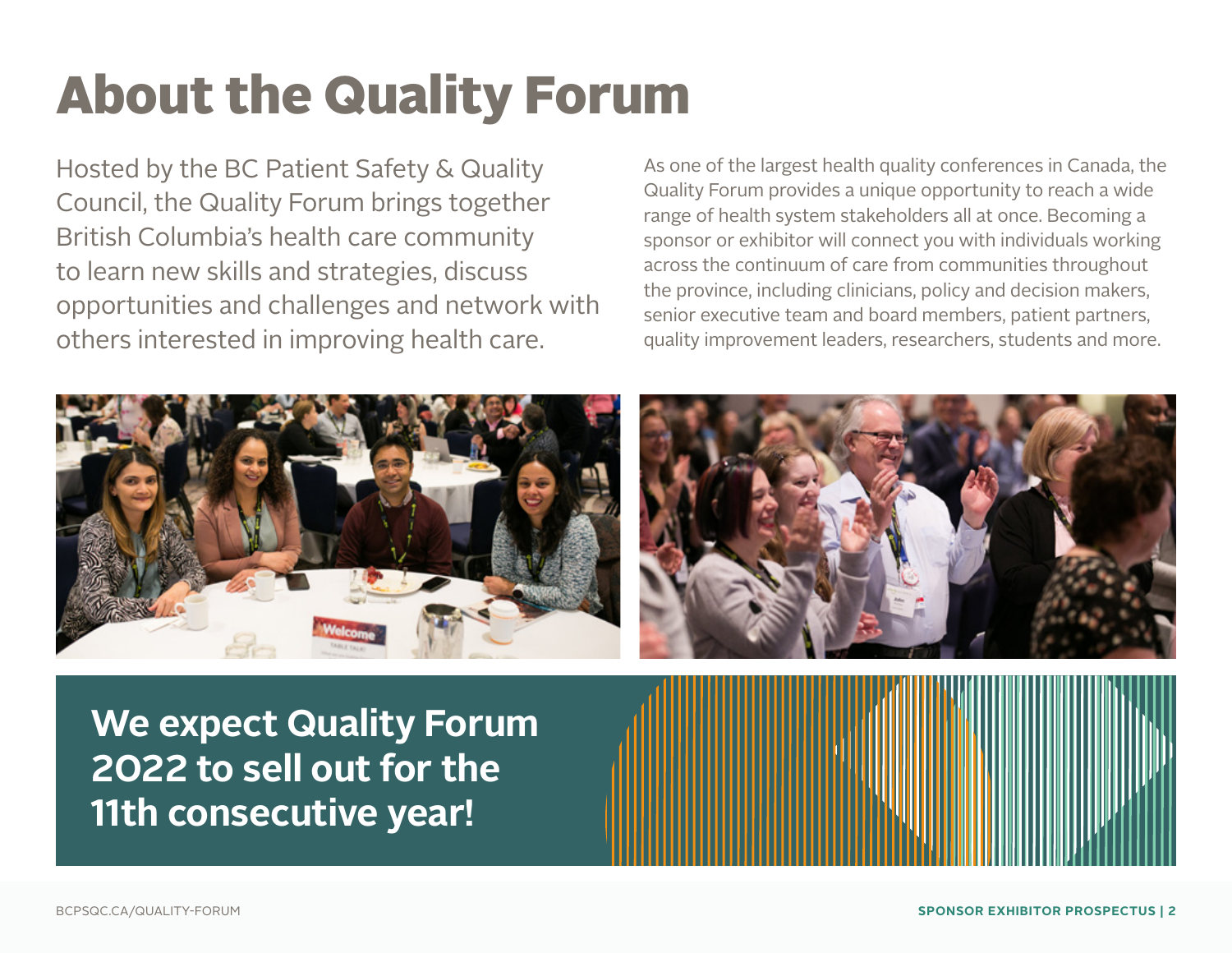# About the Quality Forum

Hosted by the BC Patient Safety & Quality Council, the Quality Forum brings together British Columbia's health care community to learn new skills and strategies, discuss opportunities and challenges and network with others interested in improving health care.

As one of the largest health quality conferences in Canada, the Quality Forum provides a unique opportunity to reach a wide range of health system stakeholders all at once. Becoming a sponsor or exhibitor will connect you with individuals working across the continuum of care from communities throughout the province, including clinicians, policy and decision makers, senior executive team and board members, patient partners, quality improvement leaders, researchers, students and more.

**We expect Quality Forum 2022 to sell out for the 11th consecutive year!**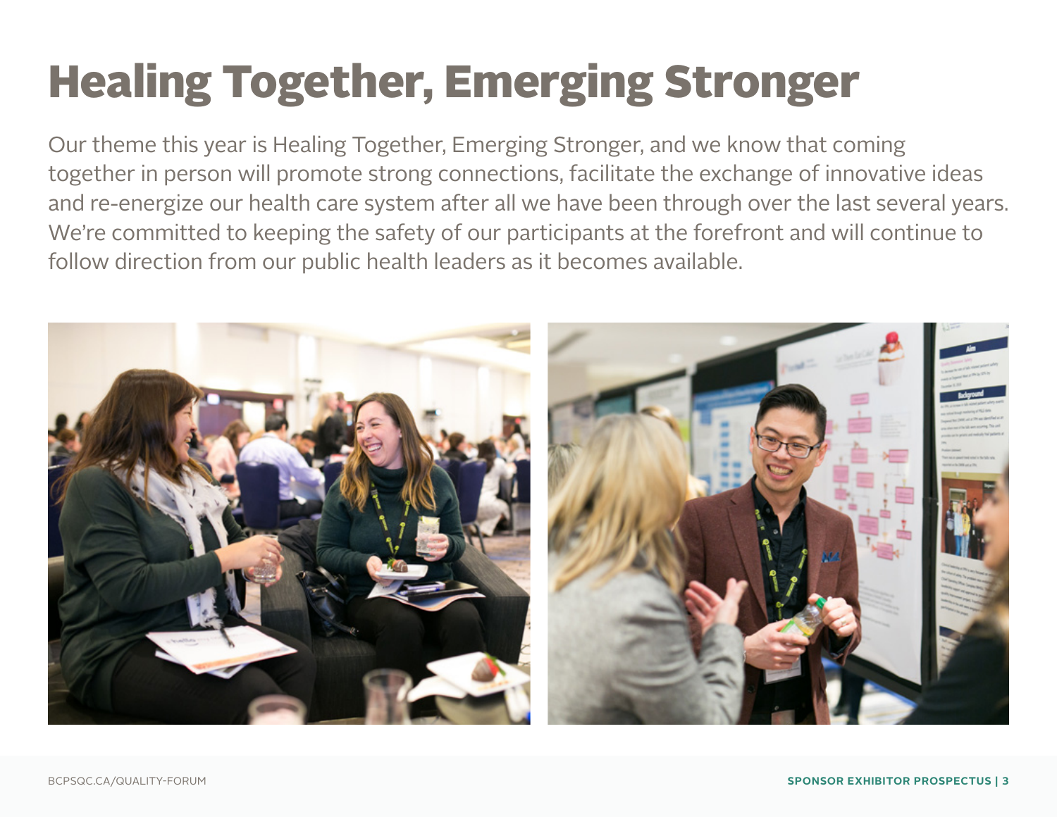# Healing Together, Emerging Stronger

Our theme this year is Healing Together, Emerging Stronger, and we know that coming together in person will promote strong connections, facilitate the exchange of innovative ideas and re-energize our health care system after all we have been through over the last several years. We're committed to keeping the safety of our participants at the forefront and will continue to follow direction from our public health leaders as it becomes available.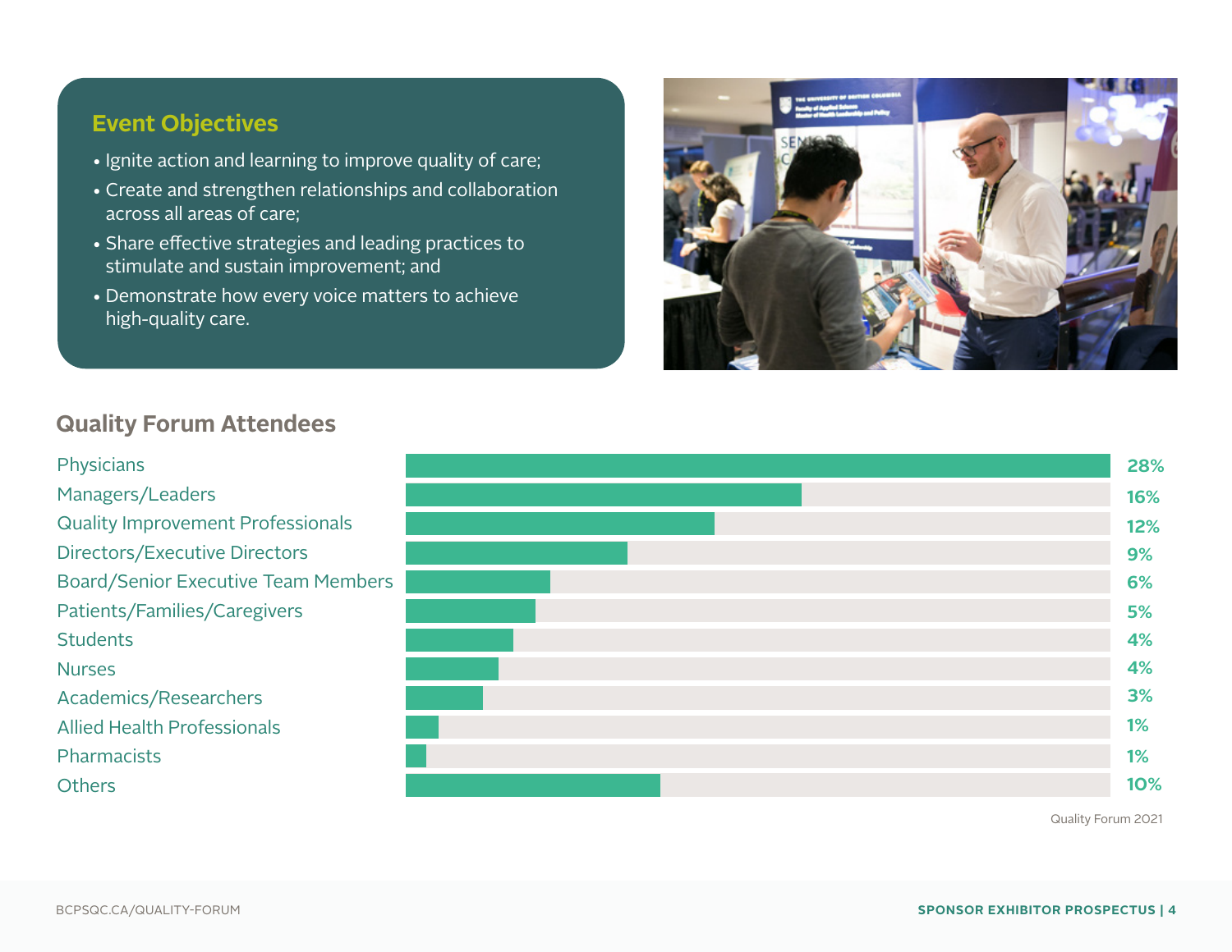## Event Objectives

- Ignite action and learning to improve quality of care;
- Create and strengthen relationships and collaboration across all areas of care;
- Share effective strategies and leading practices to stimulate and sustain improvement; and
- Demonstrate how every voice matters to achieve high-quality care.

## Quality Forum Attendees

| Attendee | Percentage |
| --- | --- |
| Physicians | 28% |
| Managers/Leaders | 16% |
| Quality Improvement Professionals | 12% |
| Directors/Executive Directors | 9% |
| Board/Senior Executive Team Members | 6% |
| Patients/Families/Caregivers | 5% |
| Students | 4% |
| Nurses | 4% |
| Academics/Researchers | 3% |
| Allied Health Professionals | 1% |
| Pharmacists | 1% |
| Others | 10% |

Quality Forum 2021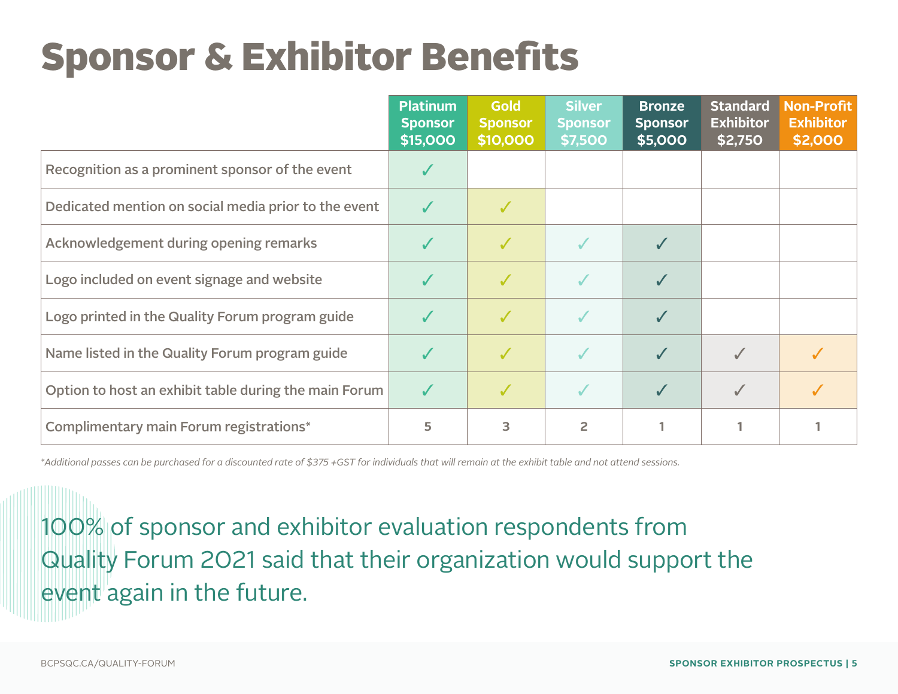# Sponsor & Exhibitor Benefits

| | Platinum Sponsor $15,000 | Gold Sponsor $10,000 | Silver Sponsor $7,500 | Bronze Sponsor $5,000 | Standard Exhibitor $2,750 | Non-Profit Exhibitor $2,000 |
|---|---|---|---|---|---|---|
| Recognition as a prominent sponsor of the event | ✓ | | | | | |
| Dedicated mention on social media prior to the event | ✓ | ✓ | | | | |
| Acknowledgement during opening remarks | ✓ | ✓ | ✓ | ✓ | | |
| Logo included on event signage and website | ✓ | ✓ | ✓ | ✓ | | |
| Logo printed in the Quality Forum program guide | ✓ | ✓ | ✓ | ✓ | | |
| Name listed in the Quality Forum program guide | ✓ | ✓ | ✓ | ✓ | ✓ | ✓ |
| Option to host an exhibit table during the main Forum | ✓ | ✓ | ✓ | ✓ | ✓ | ✓ |
| Complimentary main Forum registrations* | 5 | 3 | 2 | 1 | 1 | 1 |

*Additional passes can be purchased for a discounted rate of $375 +GST for individuals that will remain at the exhibit table and not attend sessions.*

100% of sponsor and exhibitor evaluation respondents from Quality Forum 2021 said that their organization would support the event again in the future.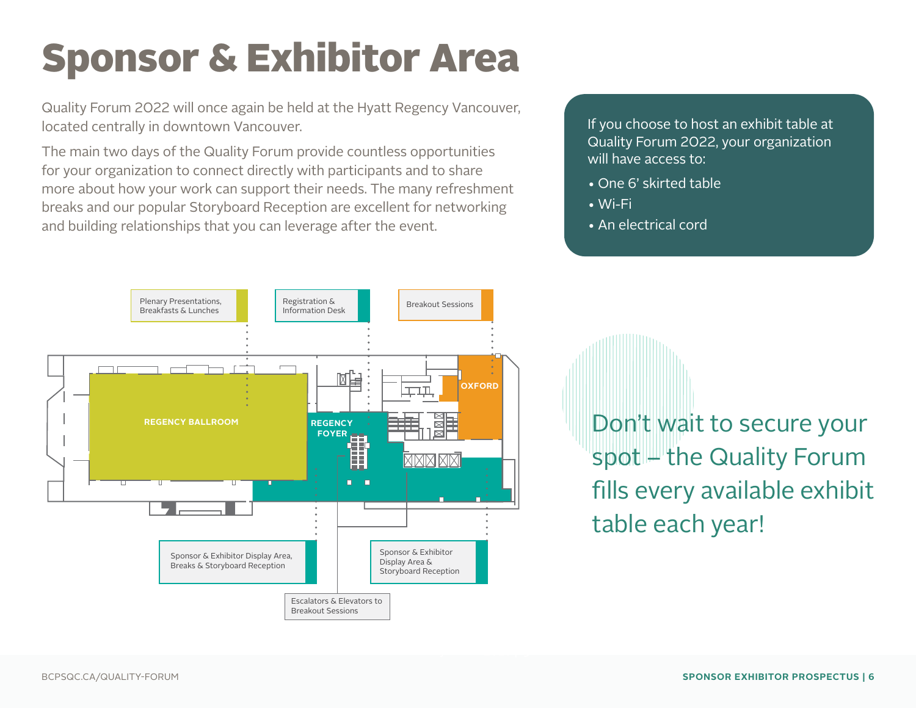# Sponsor & Exhibitor Area

Quality Forum 2022 will once again be held at the Hyatt Regency Vancouver, located centrally in downtown Vancouver.

The main two days of the Quality Forum provide countless opportunities for your organization to connect directly with participants and to share more about how your work can support their needs. The many refreshment breaks and our popular Storyboard Reception are excellent for networking and building relationships that you can leverage after the event.

If you choose to host an exhibit table at Quality Forum 2022, your organization will have access to:

- One 6' skirted table
- Wi-Fi
- An electrical cord

Plenary Presentations, Breakfasts & Lunches

Registration & Information Desk

Breakout Sessions

REGENCY BALLROOM

REGENCY FOYER

OXFORD

Sponsor & Exhibitor Display Area, Breaks & Storyboard Reception

Escalators & Elevators to Breakout Sessions

Sponsor & Exhibitor Display Area & Storyboard Reception

Don't wait to secure your spot – the Quality Forum fills every available exhibit table each year!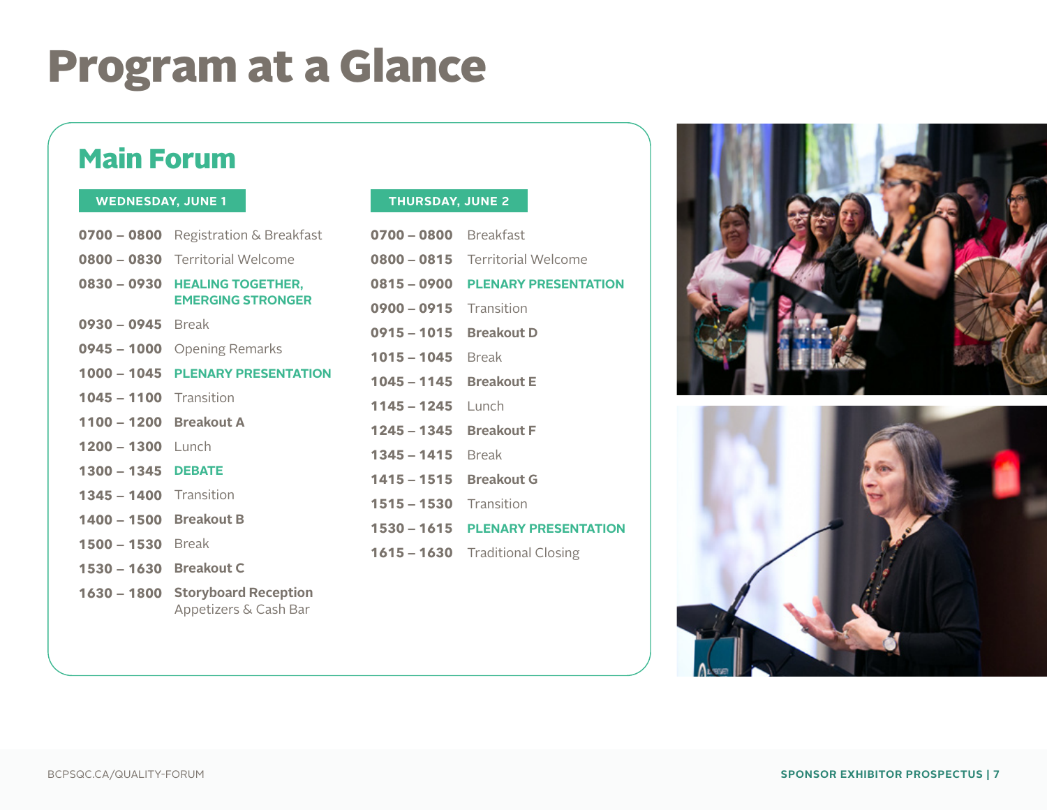# Program at a Glance

## Main Forum

### WEDNESDAY, JUNE 1

| Time | Session |
|---|---|
| **0700 – 0800** | Registration & Breakfast |
| **0800 – 0830** | Territorial Welcome |
| **0830 – 0930** | **HEALING TOGETHER, EMERGING STRONGER** |
| **0930 – 0945** | Break |
| **0945 – 1000** | Opening Remarks |
| **1000 – 1045** | **PLENARY PRESENTATION** |
| **1045 – 1100** | Transition |
| **1100 – 1200** | **Breakout A** |
| **1200 – 1300** | Lunch |
| **1300 – 1345** | **DEBATE** |
| **1345 – 1400** | Transition |
| **1400 – 1500** | **Breakout B** |
| **1500 – 1530** | Break |
| **1530 – 1630** | **Breakout C** |
| **1630 – 1800** | **Storyboard Reception** Appetizers & Cash Bar |

### THURSDAY, JUNE 2

| Time | Session |
|---|---|
| **0700 – 0800** | Breakfast |
| **0800 – 0815** | Territorial Welcome |
| **0815 – 0900** | **PLENARY PRESENTATION** |
| **0900 – 0915** | Transition |
| **0915 – 1015** | **Breakout D** |
| **1015 – 1045** | Break |
| **1045 – 1145** | **Breakout E** |
| **1145 – 1245** | Lunch |
| **1245 – 1345** | **Breakout F** |
| **1345 – 1415** | Break |
| **1415 – 1515** | **Breakout G** |
| **1515 – 1530** | Transition |
| **1530 – 1615** | **PLENARY PRESENTATION** |
| **1615 – 1630** | Traditional Closing |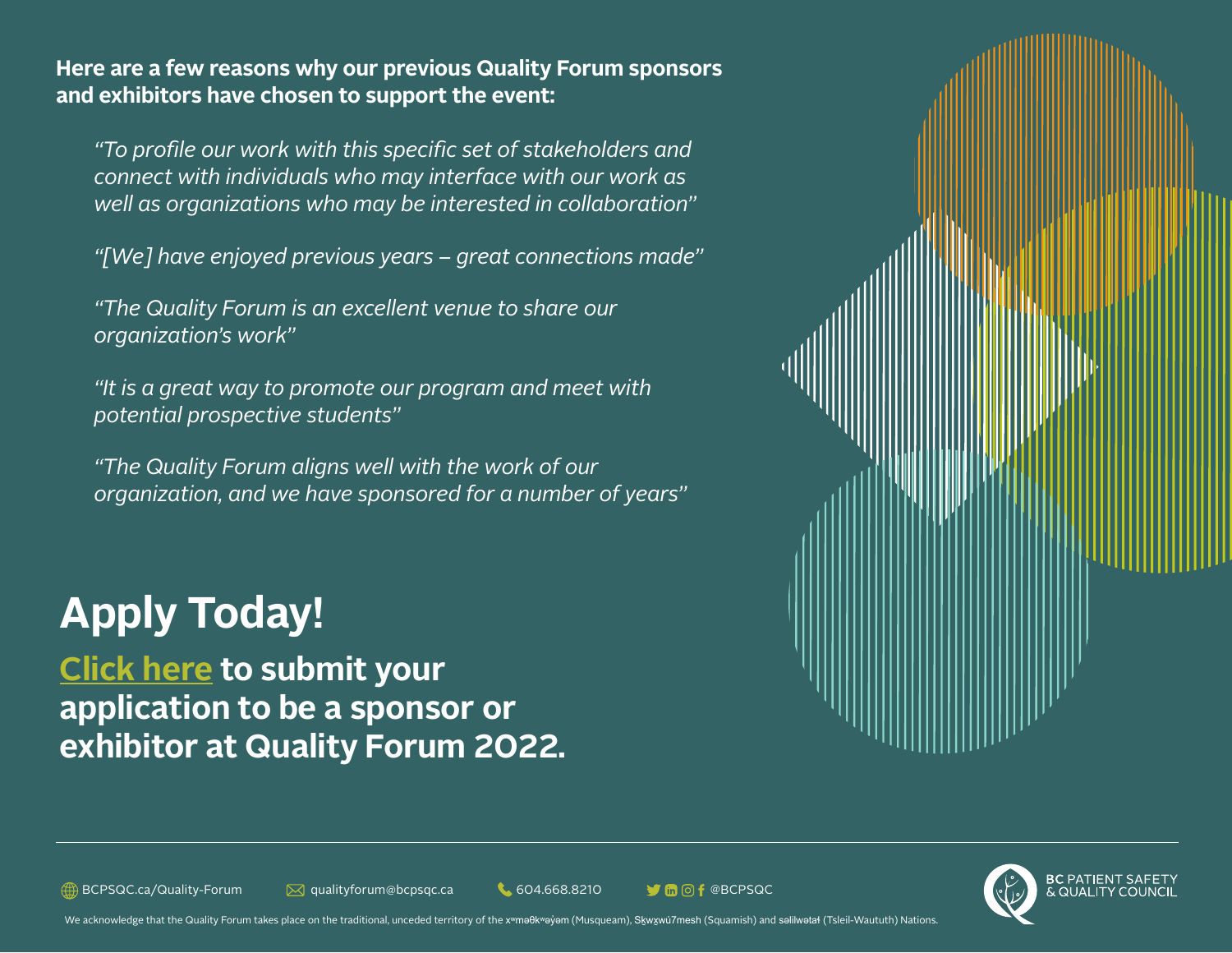**Here are a few reasons why our previous Quality Forum sponsors and exhibitors have chosen to support the event:**

> *"To profile our work with this specific set of stakeholders and connect with individuals who may interface with our work as well as organizations who may be interested in collaboration"*

> *"[We] have enjoyed previous years – great connections made"*

> *"The Quality Forum is an excellent venue to share our organization's work"*

> *"It is a great way to promote our program and meet with potential prospective students"*

> *"The Quality Forum aligns well with the work of our organization, and we have sponsored for a number of years"*

# Apply Today!

**Click here to submit your application to be a sponsor or exhibitor at Quality Forum 2022.**

---

BCPSQC.ca/Quality-Forum | qualityforum@bcpsqc.ca | 604.668.8210 | @BCPSQC

BC PATIENT SAFETY & QUALITY COUNCIL

We acknowledge that the Quality Forum takes place on the traditional, unceded territory of the xʷməθkʷəy̓əm (Musqueam), Sḵwx̱wú7mesh (Squamish) and səlilwətaɬ (Tsleil-Waututh) Nations.